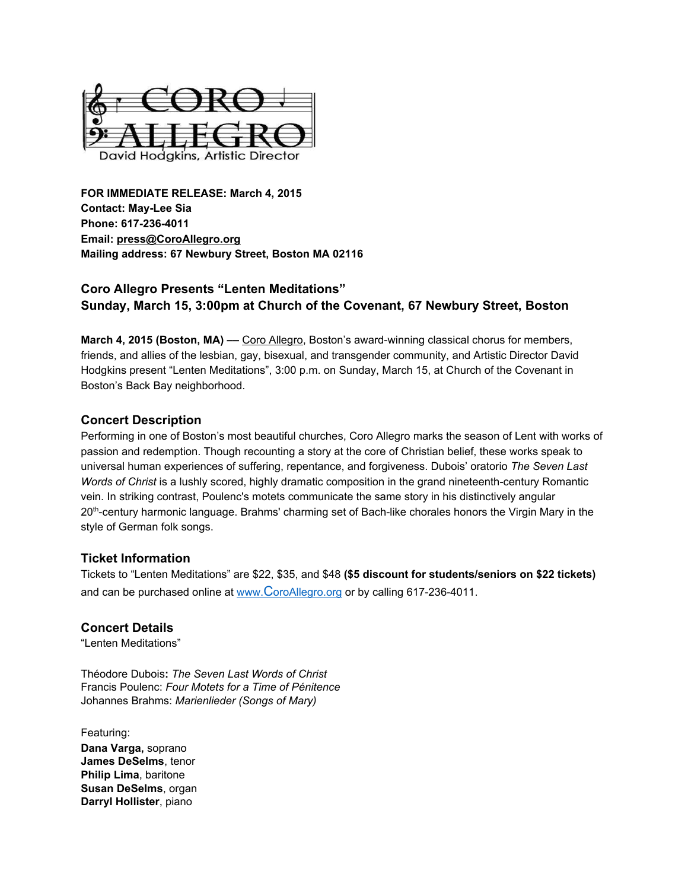CORO ALLEGRO

David Hodgkins, Artistic Director

**FOR IMMEDIATE RELEASE: March 4, 2015**
**Contact: May-Lee Sia**
**Phone: 617-236-4011**
**Email: press@CoroAllegro.org**
**Mailing address: 67 Newbury Street, Boston MA 02116**

## Coro Allegro Presents "Lenten Meditations"
## Sunday, March 15, 3:00pm at Church of the Covenant, 67 Newbury Street, Boston

**March 4, 2015 (Boston, MA) —** Coro Allegro, Boston's award-winning classical chorus for members, friends, and allies of the lesbian, gay, bisexual, and transgender community, and Artistic Director David Hodgkins present "Lenten Meditations", 3:00 p.m. on Sunday, March 15, at Church of the Covenant in Boston's Back Bay neighborhood.

### Concert Description

Performing in one of Boston's most beautiful churches, Coro Allegro marks the season of Lent with works of passion and redemption. Though recounting a story at the core of Christian belief, these works speak to universal human experiences of suffering, repentance, and forgiveness. Dubois' oratorio *The Seven Last Words of Christ* is a lushly scored, highly dramatic composition in the grand nineteenth-century Romantic vein. In striking contrast, Poulenc's motets communicate the same story in his distinctively angular 20th-century harmonic language. Brahms' charming set of Bach-like chorales honors the Virgin Mary in the style of German folk songs.

### Ticket Information

Tickets to "Lenten Meditations" are $22, $35, and $48 **($5 discount for students/seniors on $22 tickets)** and can be purchased online at www.CoroAllegro.org or by calling 617-236-4011.

### Concert Details

"Lenten Meditations"

Théodore Dubois**:** *The Seven Last Words of Christ*
Francis Poulenc: *Four Motets for a Time of Pénitence*
Johannes Brahms: *Marienlieder (Songs of Mary)*

Featuring:
**Dana Varga,** soprano
**James DeSelms**, tenor
**Philip Lima**, baritone
**Susan DeSelms**, organ
**Darryl Hollister**, piano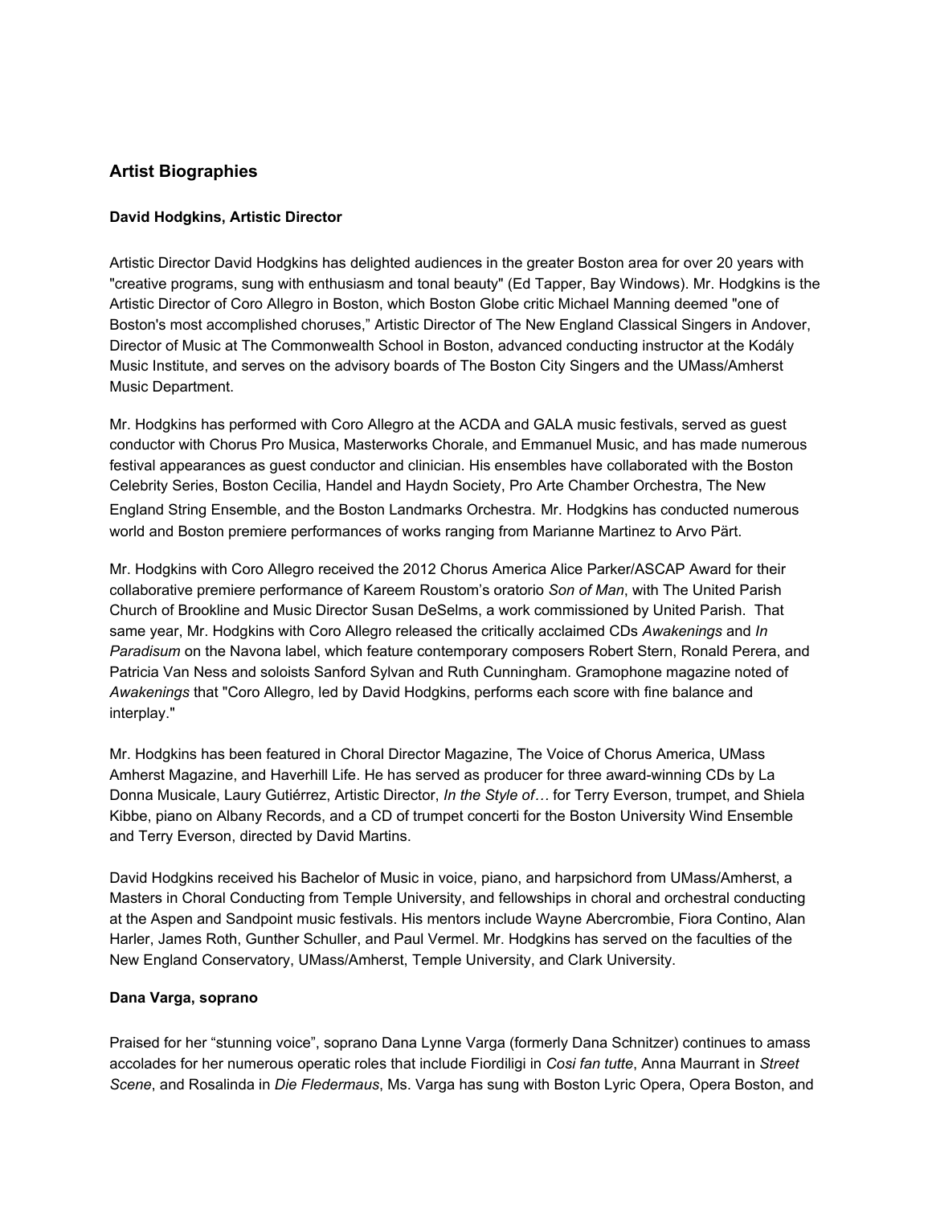## Artist Biographies

### David Hodgkins, Artistic Director

Artistic Director David Hodgkins has delighted audiences in the greater Boston area for over 20 years with "creative programs, sung with enthusiasm and tonal beauty" (Ed Tapper, Bay Windows). Mr. Hodgkins is the Artistic Director of Coro Allegro in Boston, which Boston Globe critic Michael Manning deemed "one of Boston's most accomplished choruses," Artistic Director of The New England Classical Singers in Andover, Director of Music at The Commonwealth School in Boston, advanced conducting instructor at the Kodály Music Institute, and serves on the advisory boards of The Boston City Singers and the UMass/Amherst Music Department.

Mr. Hodgkins has performed with Coro Allegro at the ACDA and GALA music festivals, served as guest conductor with Chorus Pro Musica, Masterworks Chorale, and Emmanuel Music, and has made numerous festival appearances as guest conductor and clinician. His ensembles have collaborated with the Boston Celebrity Series, Boston Cecilia, Handel and Haydn Society, Pro Arte Chamber Orchestra, The New England String Ensemble, and the Boston Landmarks Orchestra. Mr. Hodgkins has conducted numerous world and Boston premiere performances of works ranging from Marianne Martinez to Arvo Pärt.

Mr. Hodgkins with Coro Allegro received the 2012 Chorus America Alice Parker/ASCAP Award for their collaborative premiere performance of Kareem Roustom's oratorio *Son of Man*, with The United Parish Church of Brookline and Music Director Susan DeSelms, a work commissioned by United Parish. That same year, Mr. Hodgkins with Coro Allegro released the critically acclaimed CDs *Awakenings* and *In Paradisum* on the Navona label, which feature contemporary composers Robert Stern, Ronald Perera, and Patricia Van Ness and soloists Sanford Sylvan and Ruth Cunningham. Gramophone magazine noted of *Awakenings* that "Coro Allegro, led by David Hodgkins, performs each score with fine balance and interplay."

Mr. Hodgkins has been featured in Choral Director Magazine, The Voice of Chorus America, UMass Amherst Magazine, and Haverhill Life. He has served as producer for three award-winning CDs by La Donna Musicale, Laury Gutiérrez, Artistic Director, *In the Style of…* for Terry Everson, trumpet, and Shiela Kibbe, piano on Albany Records, and a CD of trumpet concerti for the Boston University Wind Ensemble and Terry Everson, directed by David Martins.

David Hodgkins received his Bachelor of Music in voice, piano, and harpsichord from UMass/Amherst, a Masters in Choral Conducting from Temple University, and fellowships in choral and orchestral conducting at the Aspen and Sandpoint music festivals. His mentors include Wayne Abercrombie, Fiora Contino, Alan Harler, James Roth, Gunther Schuller, and Paul Vermel. Mr. Hodgkins has served on the faculties of the New England Conservatory, UMass/Amherst, Temple University, and Clark University.

### Dana Varga, soprano

Praised for her "stunning voice", soprano Dana Lynne Varga (formerly Dana Schnitzer) continues to amass accolades for her numerous operatic roles that include Fiordiligi in *Cosi fan tutte*, Anna Maurrant in *Street Scene*, and Rosalinda in *Die Fledermaus*, Ms. Varga has sung with Boston Lyric Opera, Opera Boston, and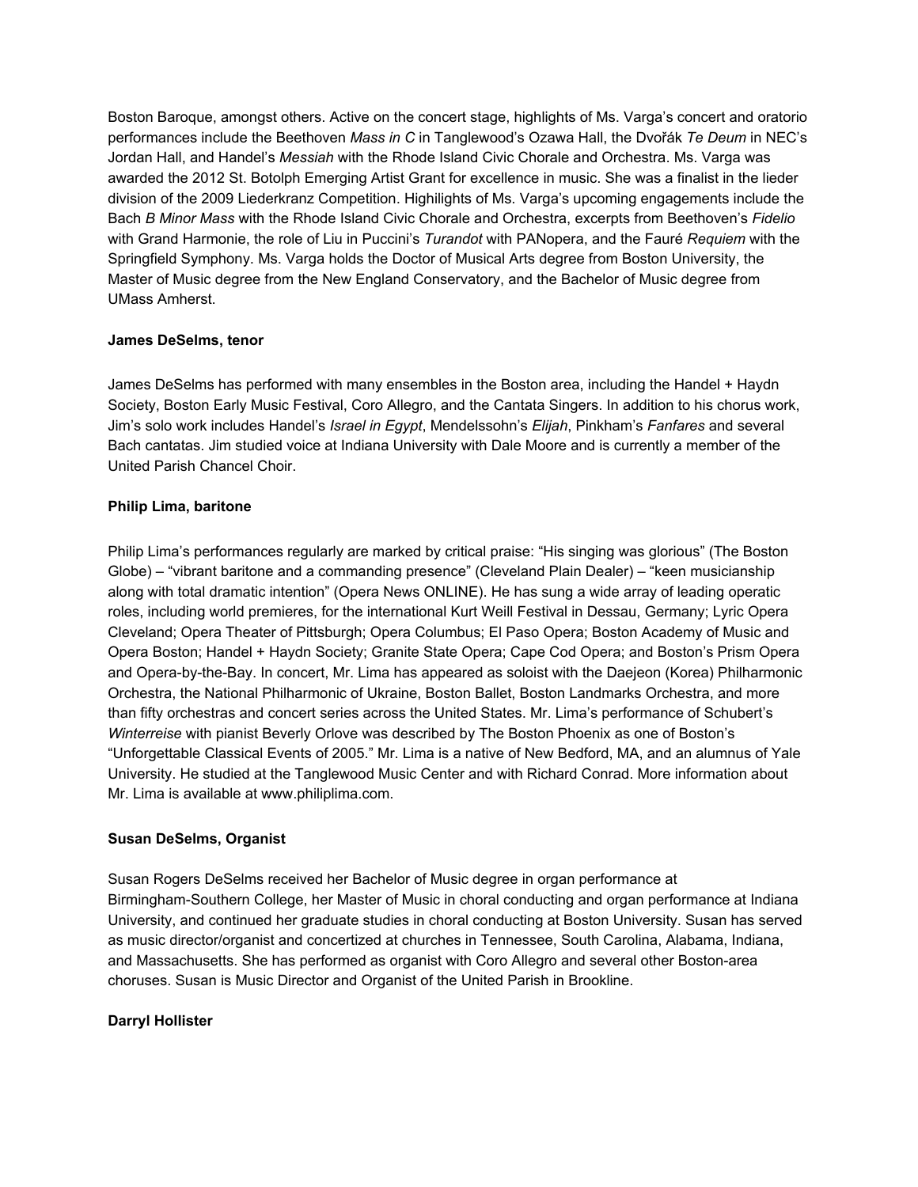Boston Baroque, amongst others. Active on the concert stage, highlights of Ms. Varga's concert and oratorio performances include the Beethoven *Mass in C* in Tanglewood's Ozawa Hall, the Dvořák *Te Deum* in NEC's Jordan Hall, and Handel's *Messiah* with the Rhode Island Civic Chorale and Orchestra. Ms. Varga was awarded the 2012 St. Botolph Emerging Artist Grant for excellence in music. She was a finalist in the lieder division of the 2009 Liederkranz Competition. Highilights of Ms. Varga's upcoming engagements include the Bach *B Minor Mass* with the Rhode Island Civic Chorale and Orchestra, excerpts from Beethoven's *Fidelio* with Grand Harmonie, the role of Liu in Puccini's *Turandot* with PANopera, and the Fauré *Requiem* with the Springfield Symphony. Ms. Varga holds the Doctor of Musical Arts degree from Boston University, the Master of Music degree from the New England Conservatory, and the Bachelor of Music degree from UMass Amherst.

**James DeSelms, tenor**

James DeSelms has performed with many ensembles in the Boston area, including the Handel + Haydn Society, Boston Early Music Festival, Coro Allegro, and the Cantata Singers. In addition to his chorus work, Jim's solo work includes Handel's *Israel in Egypt*, Mendelssohn's *Elijah*, Pinkham's *Fanfares* and several Bach cantatas. Jim studied voice at Indiana University with Dale Moore and is currently a member of the United Parish Chancel Choir.

**Philip Lima, baritone**

Philip Lima's performances regularly are marked by critical praise: "His singing was glorious" (The Boston Globe) – "vibrant baritone and a commanding presence" (Cleveland Plain Dealer) – "keen musicianship along with total dramatic intention" (Opera News ONLINE). He has sung a wide array of leading operatic roles, including world premieres, for the international Kurt Weill Festival in Dessau, Germany; Lyric Opera Cleveland; Opera Theater of Pittsburgh; Opera Columbus; El Paso Opera; Boston Academy of Music and Opera Boston; Handel + Haydn Society; Granite State Opera; Cape Cod Opera; and Boston's Prism Opera and Opera-by-the-Bay. In concert, Mr. Lima has appeared as soloist with the Daejeon (Korea) Philharmonic Orchestra, the National Philharmonic of Ukraine, Boston Ballet, Boston Landmarks Orchestra, and more than fifty orchestras and concert series across the United States. Mr. Lima's performance of Schubert's *Winterreise* with pianist Beverly Orlove was described by The Boston Phoenix as one of Boston's "Unforgettable Classical Events of 2005." Mr. Lima is a native of New Bedford, MA, and an alumnus of Yale University. He studied at the Tanglewood Music Center and with Richard Conrad. More information about Mr. Lima is available at www.philiplima.com.

**Susan DeSelms, Organist**

Susan Rogers DeSelms received her Bachelor of Music degree in organ performance at Birmingham-Southern College, her Master of Music in choral conducting and organ performance at Indiana University, and continued her graduate studies in choral conducting at Boston University. Susan has served as music director/organist and concertized at churches in Tennessee, South Carolina, Alabama, Indiana, and Massachusetts. She has performed as organist with Coro Allegro and several other Boston-area choruses. Susan is Music Director and Organist of the United Parish in Brookline.

**Darryl Hollister**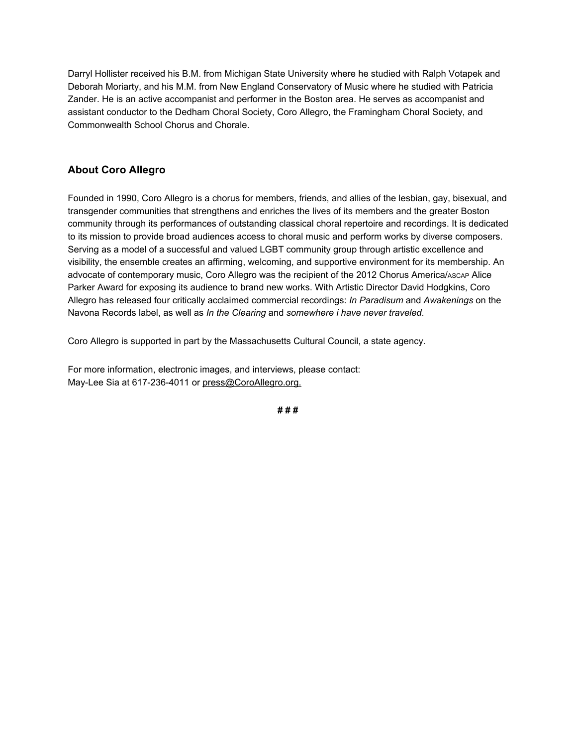Darryl Hollister received his B.M. from Michigan State University where he studied with Ralph Votapek and Deborah Moriarty, and his M.M. from New England Conservatory of Music where he studied with Patricia Zander. He is an active accompanist and performer in the Boston area. He serves as accompanist and assistant conductor to the Dedham Choral Society, Coro Allegro, the Framingham Choral Society, and Commonwealth School Chorus and Chorale.

## About Coro Allegro

Founded in 1990, Coro Allegro is a chorus for members, friends, and allies of the lesbian, gay, bisexual, and transgender communities that strengthens and enriches the lives of its members and the greater Boston community through its performances of outstanding classical choral repertoire and recordings. It is dedicated to its mission to provide broad audiences access to choral music and perform works by diverse composers. Serving as a model of a successful and valued LGBT community group through artistic excellence and visibility, the ensemble creates an affirming, welcoming, and supportive environment for its membership. An advocate of contemporary music, Coro Allegro was the recipient of the 2012 Chorus America/ASCAP Alice Parker Award for exposing its audience to brand new works. With Artistic Director David Hodgkins, Coro Allegro has released four critically acclaimed commercial recordings: *In Paradisum* and *Awakenings* on the Navona Records label, as well as *In the Clearing* and *somewhere i have never traveled*.

Coro Allegro is supported in part by the Massachusetts Cultural Council, a state agency.

For more information, electronic images, and interviews, please contact:
May-Lee Sia at 617-236-4011 or press@CoroAllegro.org.

**# # #**